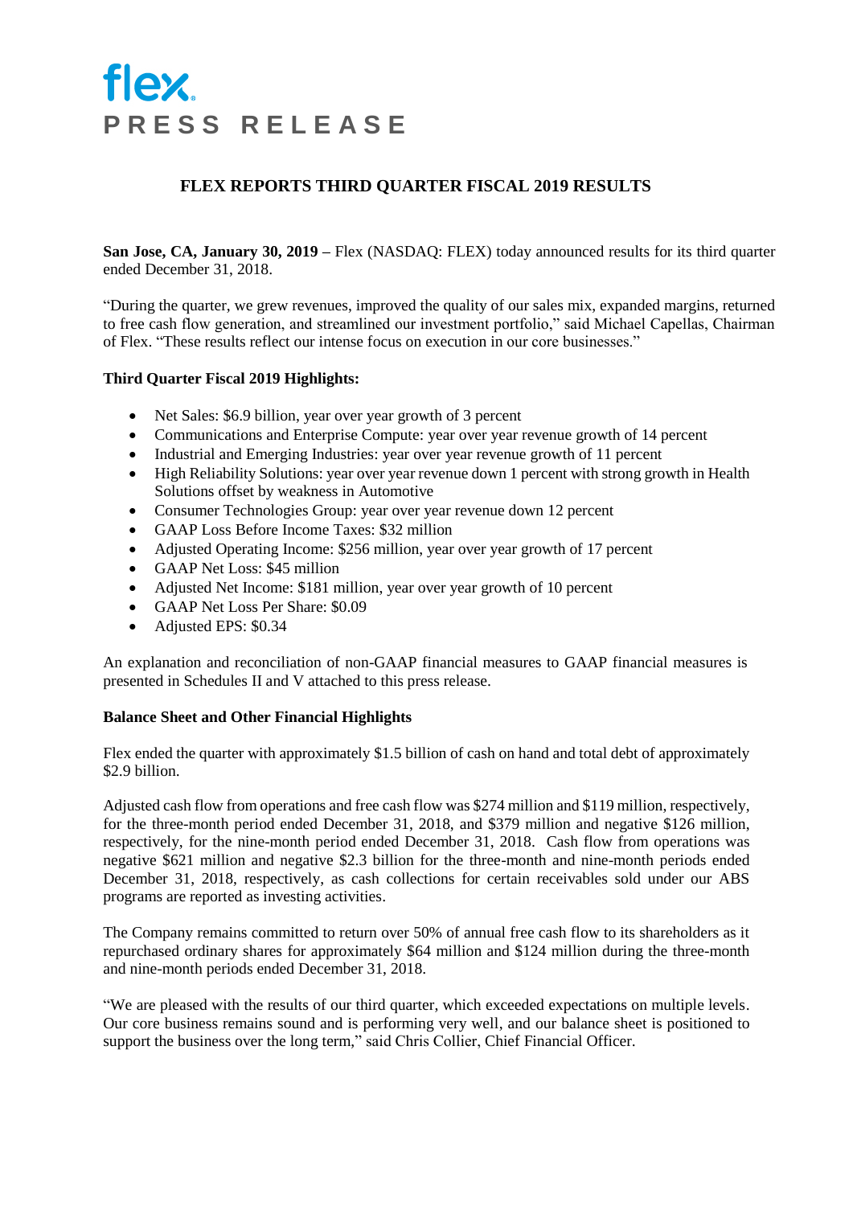flex

PRESS RELEASE

# FLEX REPORTS THIRD QUARTER FISCAL 2019 RESULTS

**San Jose, CA, January 30, 2019 –** Flex (NASDAQ: FLEX) today announced results for its third quarter ended December 31, 2018.

"During the quarter, we grew revenues, improved the quality of our sales mix, expanded margins, returned to free cash flow generation, and streamlined our investment portfolio," said Michael Capellas, Chairman of Flex. "These results reflect our intense focus on execution in our core businesses."

**Third Quarter Fiscal 2019 Highlights:**

- Net Sales: $6.9 billion, year over year growth of 3 percent
- Communications and Enterprise Compute: year over year revenue growth of 14 percent
- Industrial and Emerging Industries: year over year revenue growth of 11 percent
- High Reliability Solutions: year over year revenue down 1 percent with strong growth in Health Solutions offset by weakness in Automotive
- Consumer Technologies Group: year over year revenue down 12 percent
- GAAP Loss Before Income Taxes: $32 million
- Adjusted Operating Income: $256 million, year over year growth of 17 percent
- GAAP Net Loss: $45 million
- Adjusted Net Income: $181 million, year over year growth of 10 percent
- GAAP Net Loss Per Share: $0.09
- Adjusted EPS: $0.34

An explanation and reconciliation of non-GAAP financial measures to GAAP financial measures is presented in Schedules II and V attached to this press release.

**Balance Sheet and Other Financial Highlights**

Flex ended the quarter with approximately $1.5 billion of cash on hand and total debt of approximately $2.9 billion.

Adjusted cash flow from operations and free cash flow was $274 million and $119 million, respectively, for the three-month period ended December 31, 2018, and $379 million and negative $126 million, respectively, for the nine-month period ended December 31, 2018. Cash flow from operations was negative $621 million and negative $2.3 billion for the three-month and nine-month periods ended December 31, 2018, respectively, as cash collections for certain receivables sold under our ABS programs are reported as investing activities.

The Company remains committed to return over 50% of annual free cash flow to its shareholders as it repurchased ordinary shares for approximately $64 million and $124 million during the three-month and nine-month periods ended December 31, 2018.

"We are pleased with the results of our third quarter, which exceeded expectations on multiple levels. Our core business remains sound and is performing very well, and our balance sheet is positioned to support the business over the long term," said Chris Collier, Chief Financial Officer.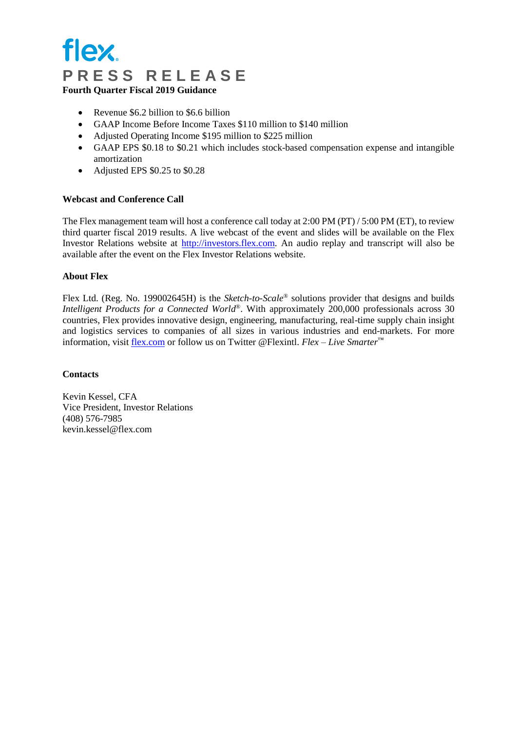flex

# PRESS RELEASE

**Fourth Quarter Fiscal 2019 Guidance**

- Revenue $6.2 billion to $6.6 billion
- GAAP Income Before Income Taxes $110 million to $140 million
- Adjusted Operating Income $195 million to $225 million
- GAAP EPS $0.18 to $0.21 which includes stock-based compensation expense and intangible amortization
- Adjusted EPS $0.25 to $0.28

**Webcast and Conference Call**

The Flex management team will host a conference call today at 2:00 PM (PT) / 5:00 PM (ET), to review third quarter fiscal 2019 results. A live webcast of the event and slides will be available on the Flex Investor Relations website at http://investors.flex.com. An audio replay and transcript will also be available after the event on the Flex Investor Relations website.

**About Flex**

Flex Ltd. (Reg. No. 199002645H) is the *Sketch-to-Scale*® solutions provider that designs and builds *Intelligent Products for a Connected World*®. With approximately 200,000 professionals across 30 countries, Flex provides innovative design, engineering, manufacturing, real-time supply chain insight and logistics services to companies of all sizes in various industries and end-markets. For more information, visit flex.com or follow us on Twitter @Flexintl. *Flex – Live Smarter*™

**Contacts**

Kevin Kessel, CFA
Vice President, Investor Relations
(408) 576-7985
kevin.kessel@flex.com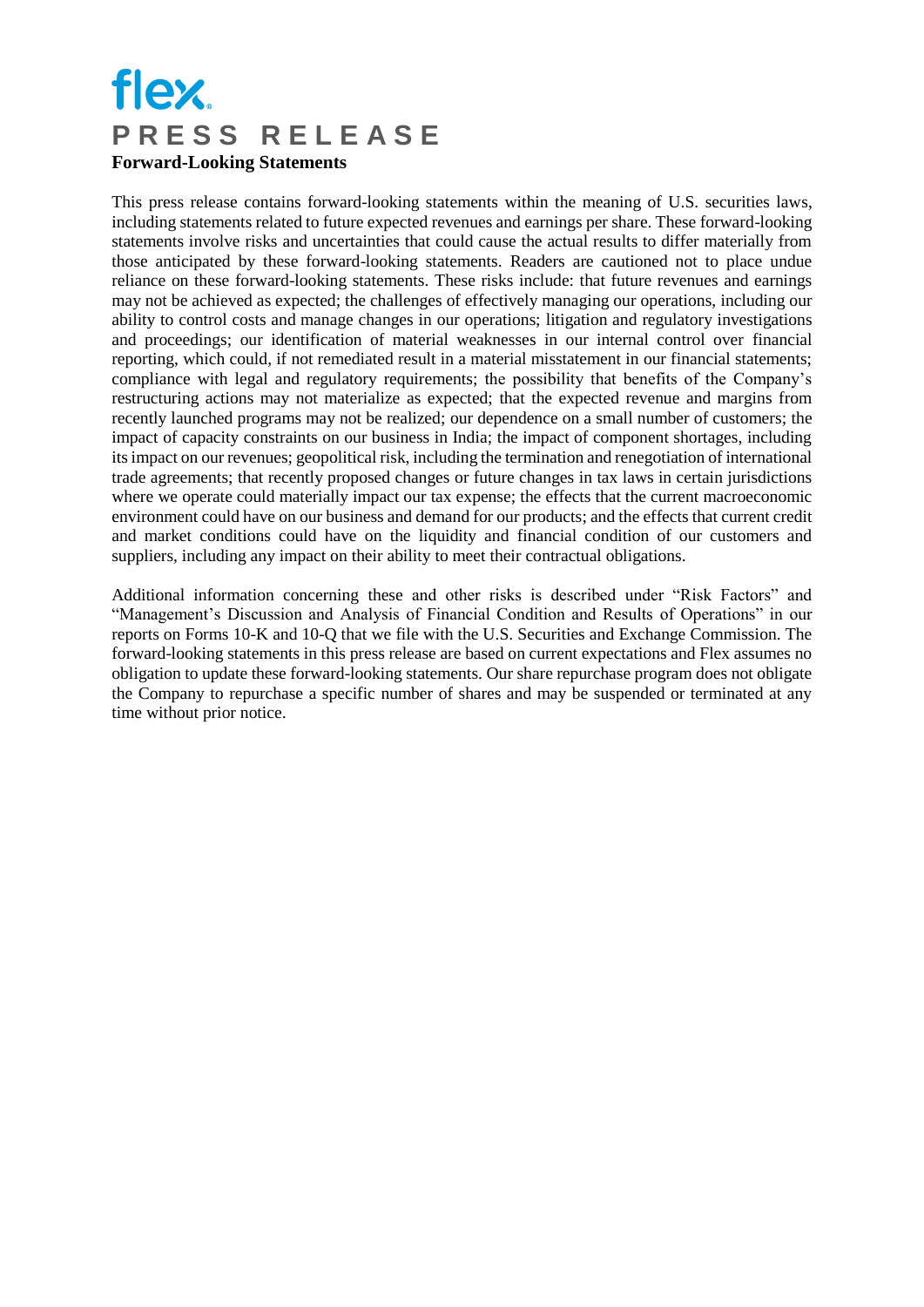**Forward-Looking Statements**

This press release contains forward-looking statements within the meaning of U.S. securities laws, including statements related to future expected revenues and earnings per share. These forward-looking statements involve risks and uncertainties that could cause the actual results to differ materially from those anticipated by these forward-looking statements. Readers are cautioned not to place undue reliance on these forward-looking statements. These risks include: that future revenues and earnings may not be achieved as expected; the challenges of effectively managing our operations, including our ability to control costs and manage changes in our operations; litigation and regulatory investigations and proceedings; our identification of material weaknesses in our internal control over financial reporting, which could, if not remediated result in a material misstatement in our financial statements; compliance with legal and regulatory requirements; the possibility that benefits of the Company's restructuring actions may not materialize as expected; that the expected revenue and margins from recently launched programs may not be realized; our dependence on a small number of customers; the impact of capacity constraints on our business in India; the impact of component shortages, including its impact on our revenues; geopolitical risk, including the termination and renegotiation of international trade agreements; that recently proposed changes or future changes in tax laws in certain jurisdictions where we operate could materially impact our tax expense; the effects that the current macroeconomic environment could have on our business and demand for our products; and the effects that current credit and market conditions could have on the liquidity and financial condition of our customers and suppliers, including any impact on their ability to meet their contractual obligations.

Additional information concerning these and other risks is described under "Risk Factors" and "Management's Discussion and Analysis of Financial Condition and Results of Operations" in our reports on Forms 10-K and 10-Q that we file with the U.S. Securities and Exchange Commission. The forward-looking statements in this press release are based on current expectations and Flex assumes no obligation to update these forward-looking statements. Our share repurchase program does not obligate the Company to repurchase a specific number of shares and may be suspended or terminated at any time without prior notice.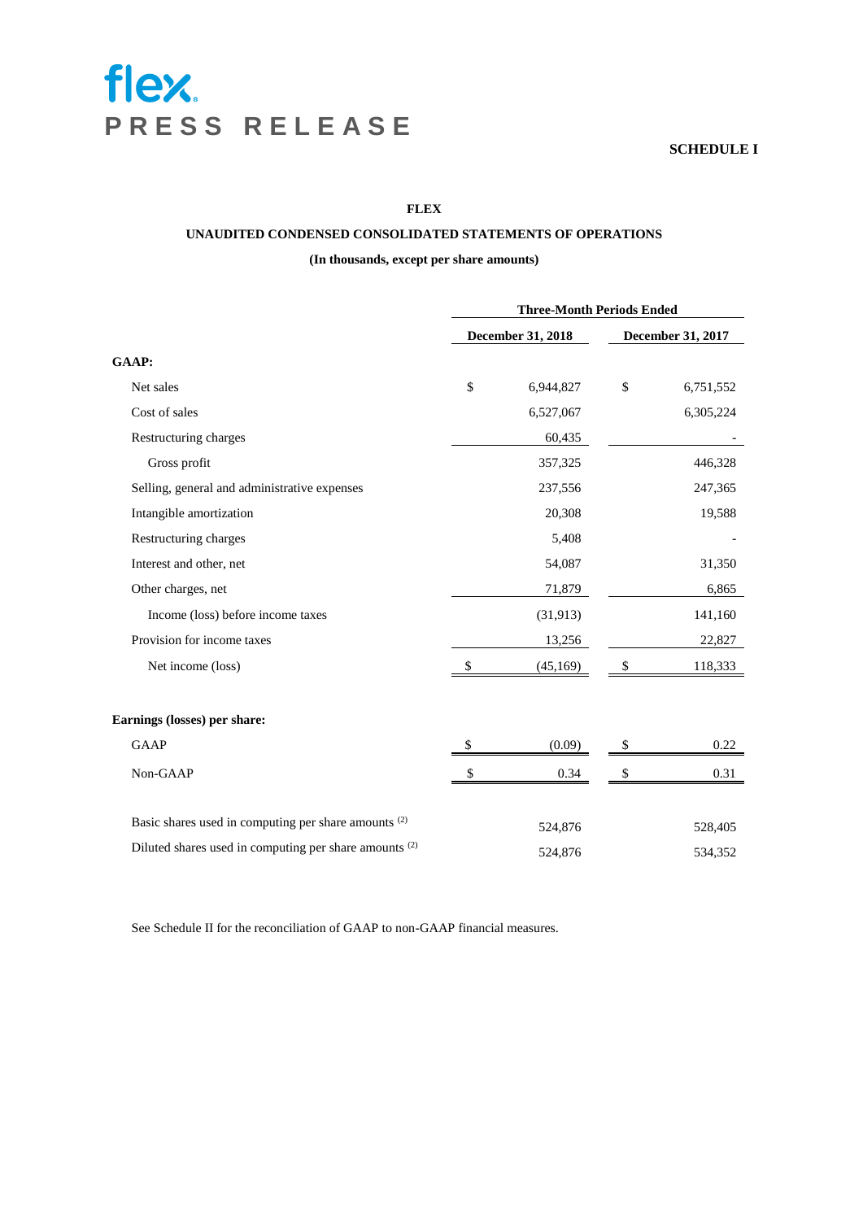flex

PRESS RELEASE

**SCHEDULE I**

**FLEX**

**UNAUDITED CONDENSED CONSOLIDATED STATEMENTS OF OPERATIONS**

**(In thousands, except per share amounts)**

| | Three-Month Periods Ended | | | |
|---|---|---|---|---|
| | December 31, 2018 | | December 31, 2017 | |
| **GAAP:** | | | | |
| Net sales | $ | 6,944,827 | $ | 6,751,552 |
| Cost of sales | | 6,527,067 | | 6,305,224 |
| Restructuring charges | | 60,435 | | - |
| Gross profit | | 357,325 | | 446,328 |
| Selling, general and administrative expenses | | 237,556 | | 247,365 |
| Intangible amortization | | 20,308 | | 19,588 |
| Restructuring charges | | 5,408 | | - |
| Interest and other, net | | 54,087 | | 31,350 |
| Other charges, net | | 71,879 | | 6,865 |
| Income (loss) before income taxes | | (31,913) | | 141,160 |
| Provision for income taxes | | 13,256 | | 22,827 |
| Net income (loss) | $ | (45,169) | $ | 118,333 |
| | | | | |
| **Earnings (losses) per share:** | | | | |
| GAAP | $ | (0.09) | $ | 0.22 |
| Non-GAAP | $ | 0.34 | $ | 0.31 |
| | | | | |
| Basic shares used in computing per share amounts (2) | | 524,876 | | 528,405 |
| Diluted shares used in computing per share amounts (2) | | 524,876 | | 534,352 |

See Schedule II for the reconciliation of GAAP to non-GAAP financial measures.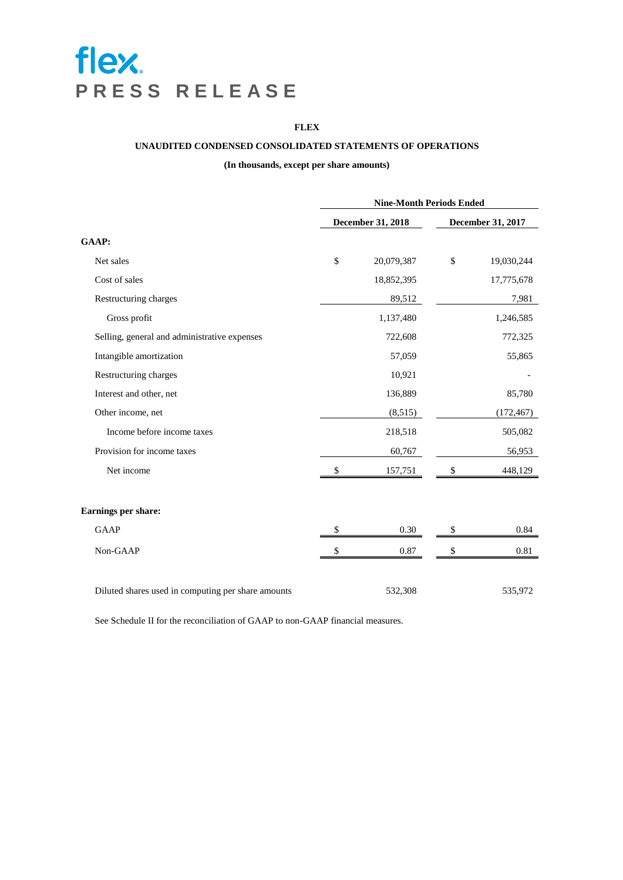flex
**PRESS RELEASE**

**FLEX**

**UNAUDITED CONDENSED CONSOLIDATED STATEMENTS OF OPERATIONS**

**(In thousands, except per share amounts)**

| | Nine-Month Periods Ended | |
|---|---|---|
| | **December 31, 2018** | **December 31, 2017** |
| **GAAP:** | | |
| Net sales | $ 20,079,387 | $ 19,030,244 |
| Cost of sales | 18,852,395 | 17,775,678 |
| Restructuring charges | 89,512 | 7,981 |
| Gross profit | 1,137,480 | 1,246,585 |
| Selling, general and administrative expenses | 722,608 | 772,325 |
| Intangible amortization | 57,059 | 55,865 |
| Restructuring charges | 10,921 | - |
| Interest and other, net | 136,889 | 85,780 |
| Other income, net | (8,515) | (172,467) |
| Income before income taxes | 218,518 | 505,082 |
| Provision for income taxes | 60,767 | 56,953 |
| Net income | $ 157,751 | $ 448,129 |
| | | |
| **Earnings per share:** | | |
| GAAP | $ 0.30 | $ 0.84 |
| Non-GAAP | $ 0.87 | $ 0.81 |
| | | |
| Diluted shares used in computing per share amounts | 532,308 | 535,972 |

See Schedule II for the reconciliation of GAAP to non-GAAP financial measures.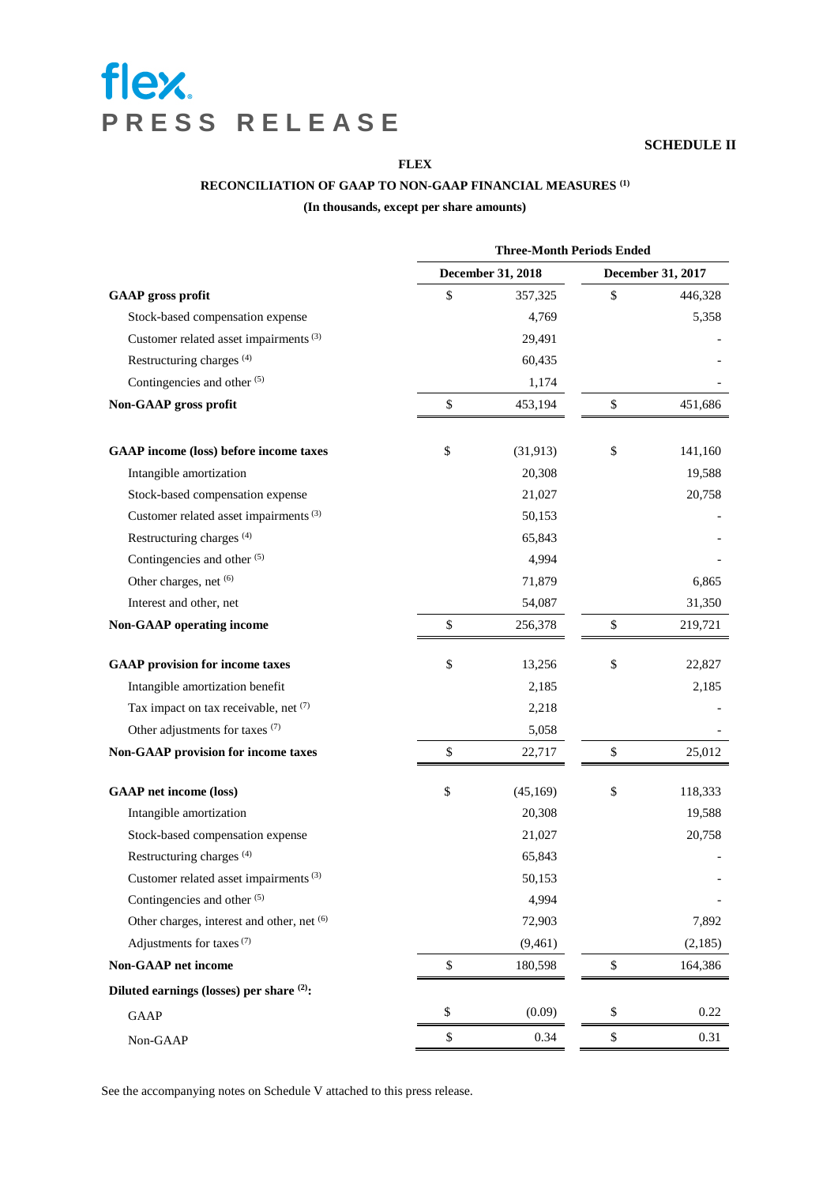flex.

PRESS RELEASE

**SCHEDULE II**

**FLEX**

**RECONCILIATION OF GAAP TO NON-GAAP FINANCIAL MEASURES [(1)]**

**(In thousands, except per share amounts)**

| | Three-Month Periods Ended | |
|---|---|---|
| | December 31, 2018 | December 31, 2017 |
| **GAAP gross profit** | $ 357,325 | $ 446,328 |
| Stock-based compensation expense | 4,769 | 5,358 |
| Customer related asset impairments [(3)] | 29,491 | - |
| Restructuring charges [(4)] | 60,435 | - |
| Contingencies and other [(5)] | 1,174 | - |
| **Non-GAAP gross profit** | $ 453,194 | $ 451,686 |
| | | |
| **GAAP income (loss) before income taxes** | $ (31,913) | $ 141,160 |
| Intangible amortization | 20,308 | 19,588 |
| Stock-based compensation expense | 21,027 | 20,758 |
| Customer related asset impairments [(3)] | 50,153 | - |
| Restructuring charges [(4)] | 65,843 | - |
| Contingencies and other [(5)] | 4,994 | - |
| Other charges, net [(6)] | 71,879 | 6,865 |
| Interest and other, net | 54,087 | 31,350 |
| **Non-GAAP operating income** | $ 256,378 | $ 219,721 |
| | | |
| **GAAP provision for income taxes** | $ 13,256 | $ 22,827 |
| Intangible amortization benefit | 2,185 | 2,185 |
| Tax impact on tax receivable, net [(7)] | 2,218 | - |
| Other adjustments for taxes [(7)] | 5,058 | - |
| **Non-GAAP provision for income taxes** | $ 22,717 | $ 25,012 |
| | | |
| **GAAP net income (loss)** | $ (45,169) | $ 118,333 |
| Intangible amortization | 20,308 | 19,588 |
| Stock-based compensation expense | 21,027 | 20,758 |
| Restructuring charges [(4)] | 65,843 | - |
| Customer related asset impairments [(3)] | 50,153 | - |
| Contingencies and other [(5)] | 4,994 | - |
| Other charges, interest and other, net [(6)] | 72,903 | 7,892 |
| Adjustments for taxes [(7)] | (9,461) | (2,185) |
| **Non-GAAP net income** | $ 180,598 | $ 164,386 |
| **Diluted earnings (losses) per share [(2)]:** | | |
| GAAP | $ (0.09) | $ 0.22 |
| Non-GAAP | $ 0.34 | $ 0.31 |

See the accompanying notes on Schedule V attached to this press release.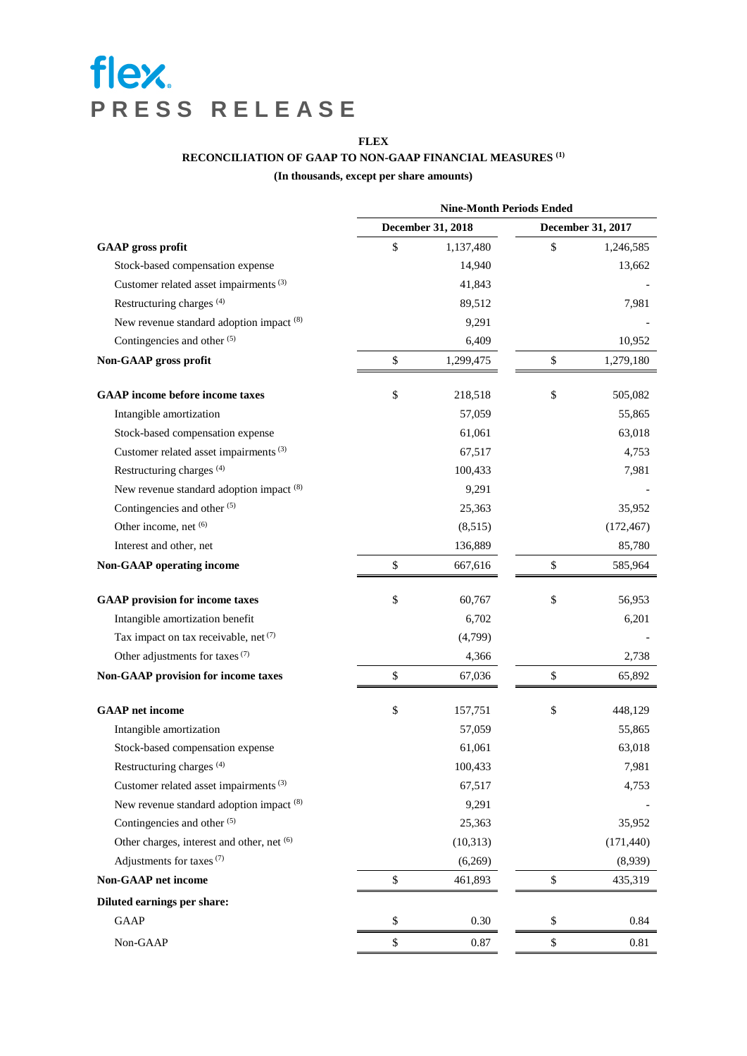**FLEX**

**RECONCILIATION OF GAAP TO NON-GAAP FINANCIAL MEASURES (1)**

**(In thousands, except per share amounts)**

| | Nine-Month Periods Ended | |
|---|---|---|
| | December 31, 2018 | December 31, 2017 |
| **GAAP gross profit** | $ 1,137,480 | $ 1,246,585 |
| Stock-based compensation expense | 14,940 | 13,662 |
| Customer related asset impairments (3) | 41,843 | - |
| Restructuring charges (4) | 89,512 | 7,981 |
| New revenue standard adoption impact (8) | 9,291 | - |
| Contingencies and other (5) | 6,409 | 10,952 |
| **Non-GAAP gross profit** | $ 1,299,475 | $ 1,279,180 |
| | | |
| **GAAP income before income taxes** | $ 218,518 | $ 505,082 |
| Intangible amortization | 57,059 | 55,865 |
| Stock-based compensation expense | 61,061 | 63,018 |
| Customer related asset impairments (3) | 67,517 | 4,753 |
| Restructuring charges (4) | 100,433 | 7,981 |
| New revenue standard adoption impact (8) | 9,291 | - |
| Contingencies and other (5) | 25,363 | 35,952 |
| Other income, net (6) | (8,515) | (172,467) |
| Interest and other, net | 136,889 | 85,780 |
| **Non-GAAP operating income** | $ 667,616 | $ 585,964 |
| | | |
| **GAAP provision for income taxes** | $ 60,767 | $ 56,953 |
| Intangible amortization benefit | 6,702 | 6,201 |
| Tax impact on tax receivable, net (7) | (4,799) | - |
| Other adjustments for taxes (7) | 4,366 | 2,738 |
| **Non-GAAP provision for income taxes** | $ 67,036 | $ 65,892 |
| | | |
| **GAAP net income** | $ 157,751 | $ 448,129 |
| Intangible amortization | 57,059 | 55,865 |
| Stock-based compensation expense | 61,061 | 63,018 |
| Restructuring charges (4) | 100,433 | 7,981 |
| Customer related asset impairments (3) | 67,517 | 4,753 |
| New revenue standard adoption impact (8) | 9,291 | - |
| Contingencies and other (5) | 25,363 | 35,952 |
| Other charges, interest and other, net (6) | (10,313) | (171,440) |
| Adjustments for taxes (7) | (6,269) | (8,939) |
| **Non-GAAP net income** | $ 461,893 | $ 435,319 |
| **Diluted earnings per share:** | | |
| GAAP | $ 0.30 | $ 0.84 |
| Non-GAAP | $ 0.87 | $ 0.81 |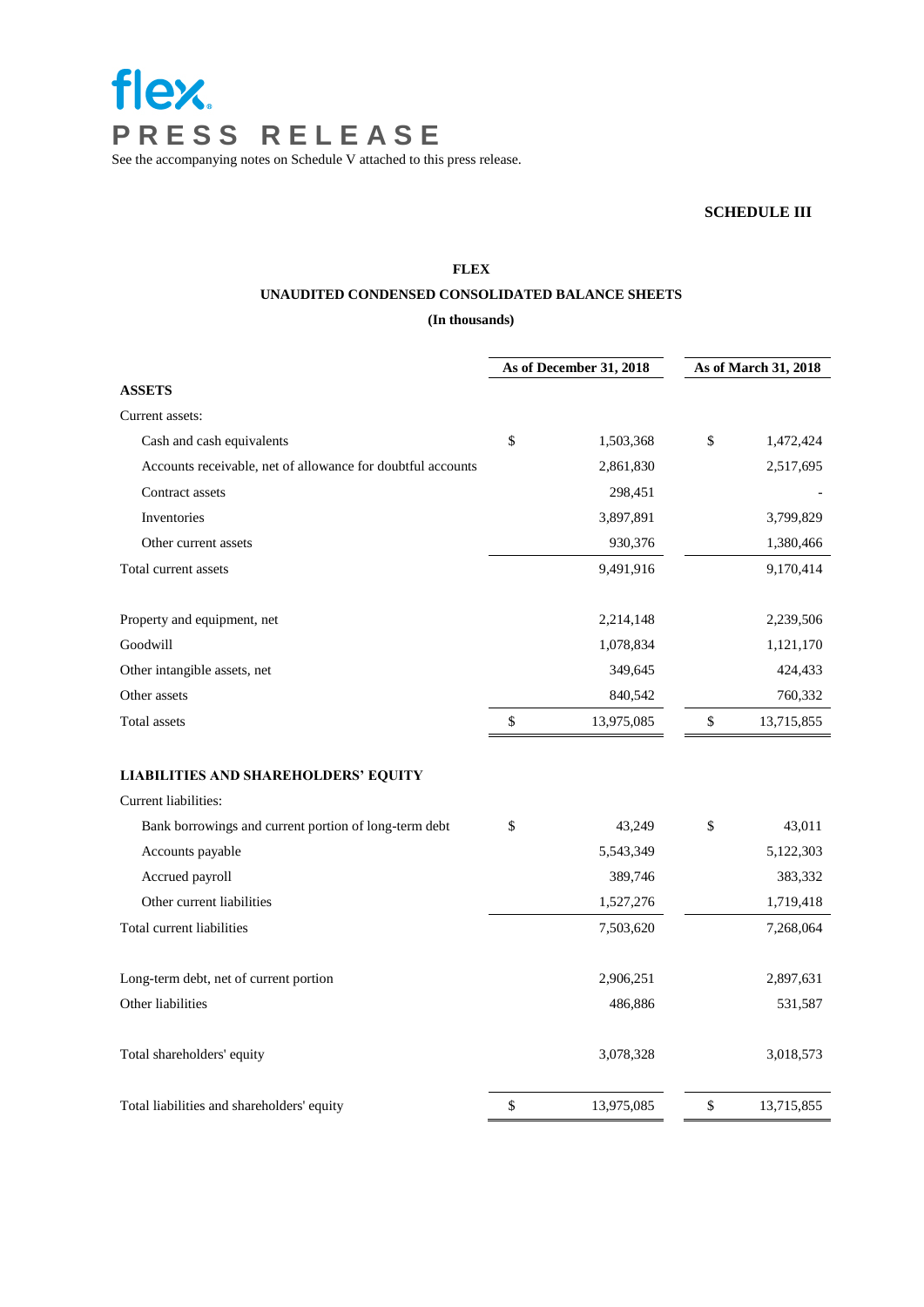**flex**

**PRESS RELEASE**

See the accompanying notes on Schedule V attached to this press release.

**SCHEDULE III**

**FLEX**

**UNAUDITED CONDENSED CONSOLIDATED BALANCE SHEETS**

**(In thousands)**

| | As of December 31, 2018 | As of March 31, 2018 |
|---|---|---|
| **ASSETS** | | |
| Current assets: | | |
| Cash and cash equivalents | $ 1,503,368 | $ 1,472,424 |
| Accounts receivable, net of allowance for doubtful accounts | 2,861,830 | 2,517,695 |
| Contract assets | 298,451 | - |
| Inventories | 3,897,891 | 3,799,829 |
| Other current assets | 930,376 | 1,380,466 |
| Total current assets | 9,491,916 | 9,170,414 |
| | | |
| Property and equipment, net | 2,214,148 | 2,239,506 |
| Goodwill | 1,078,834 | 1,121,170 |
| Other intangible assets, net | 349,645 | 424,433 |
| Other assets | 840,542 | 760,332 |
| Total assets | $ 13,975,085 | $ 13,715,855 |
| | | |
| **LIABILITIES AND SHAREHOLDERS' EQUITY** | | |
| Current liabilities: | | |
| Bank borrowings and current portion of long-term debt | $ 43,249 | $ 43,011 |
| Accounts payable | 5,543,349 | 5,122,303 |
| Accrued payroll | 389,746 | 383,332 |
| Other current liabilities | 1,527,276 | 1,719,418 |
| Total current liabilities | 7,503,620 | 7,268,064 |
| | | |
| Long-term debt, net of current portion | 2,906,251 | 2,897,631 |
| Other liabilities | 486,886 | 531,587 |
| | | |
| Total shareholders' equity | 3,078,328 | 3,018,573 |
| | | |
| Total liabilities and shareholders' equity | $ 13,975,085 | $ 13,715,855 |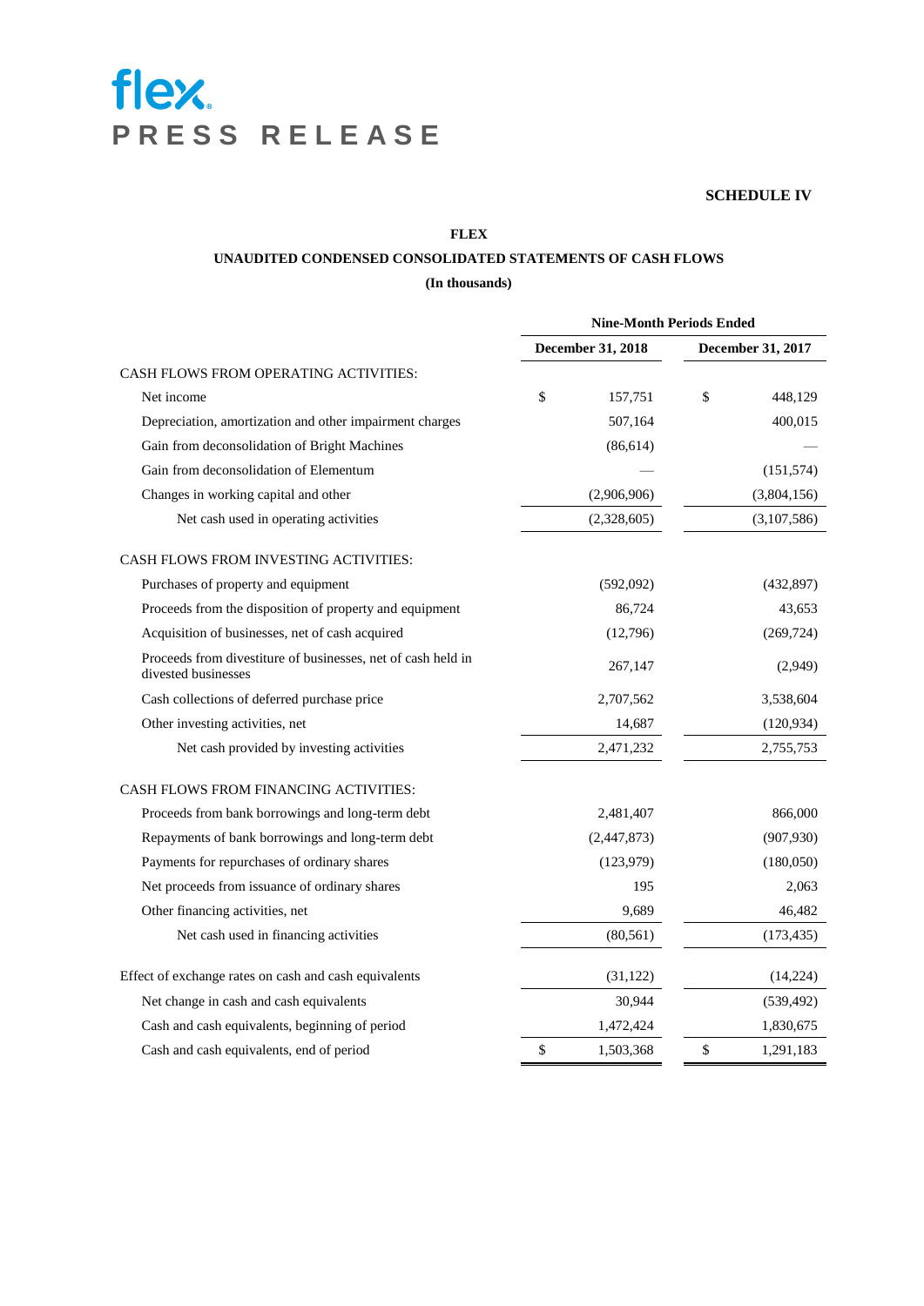# flex
# PRESS RELEASE

**SCHEDULE IV**

**FLEX**

**UNAUDITED CONDENSED CONSOLIDATED STATEMENTS OF CASH FLOWS**

**(In thousands)**

| | Nine-Month Periods Ended | |
|---|---|---|
| | **December 31, 2018** | **December 31, 2017** |
| CASH FLOWS FROM OPERATING ACTIVITIES: | | |
| Net income | $ 157,751 | $ 448,129 |
| Depreciation, amortization and other impairment charges | 507,164 | 400,015 |
| Gain from deconsolidation of Bright Machines | (86,614) | — |
| Gain from deconsolidation of Elementum | — | (151,574) |
| Changes in working capital and other | (2,906,906) | (3,804,156) |
| Net cash used in operating activities | (2,328,605) | (3,107,586) |
| CASH FLOWS FROM INVESTING ACTIVITIES: | | |
| Purchases of property and equipment | (592,092) | (432,897) |
| Proceeds from the disposition of property and equipment | 86,724 | 43,653 |
| Acquisition of businesses, net of cash acquired | (12,796) | (269,724) |
| Proceeds from divestiture of businesses, net of cash held in divested businesses | 267,147 | (2,949) |
| Cash collections of deferred purchase price | 2,707,562 | 3,538,604 |
| Other investing activities, net | 14,687 | (120,934) |
| Net cash provided by investing activities | 2,471,232 | 2,755,753 |
| CASH FLOWS FROM FINANCING ACTIVITIES: | | |
| Proceeds from bank borrowings and long-term debt | 2,481,407 | 866,000 |
| Repayments of bank borrowings and long-term debt | (2,447,873) | (907,930) |
| Payments for repurchases of ordinary shares | (123,979) | (180,050) |
| Net proceeds from issuance of ordinary shares | 195 | 2,063 |
| Other financing activities, net | 9,689 | 46,482 |
| Net cash used in financing activities | (80,561) | (173,435) |
| Effect of exchange rates on cash and cash equivalents | (31,122) | (14,224) |
| Net change in cash and cash equivalents | 30,944 | (539,492) |
| Cash and cash equivalents, beginning of period | 1,472,424 | 1,830,675 |
| Cash and cash equivalents, end of period | $ 1,503,368 | $ 1,291,183 |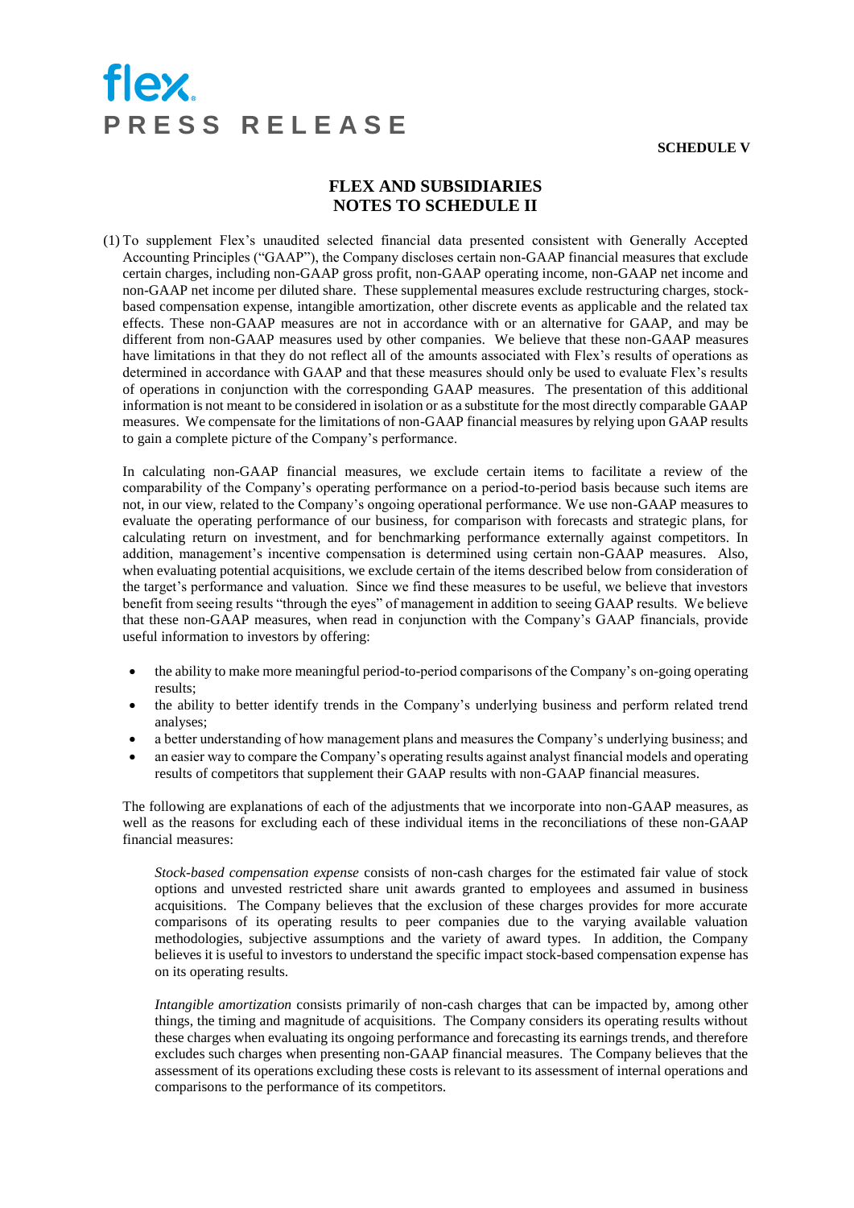**SCHEDULE V**

# FLEX AND SUBSIDIARIES
# NOTES TO SCHEDULE II

(1) To supplement Flex's unaudited selected financial data presented consistent with Generally Accepted Accounting Principles ("GAAP"), the Company discloses certain non-GAAP financial measures that exclude certain charges, including non-GAAP gross profit, non-GAAP operating income, non-GAAP net income and non-GAAP net income per diluted share. These supplemental measures exclude restructuring charges, stock-based compensation expense, intangible amortization, other discrete events as applicable and the related tax effects. These non-GAAP measures are not in accordance with or an alternative for GAAP, and may be different from non-GAAP measures used by other companies. We believe that these non-GAAP measures have limitations in that they do not reflect all of the amounts associated with Flex's results of operations as determined in accordance with GAAP and that these measures should only be used to evaluate Flex's results of operations in conjunction with the corresponding GAAP measures. The presentation of this additional information is not meant to be considered in isolation or as a substitute for the most directly comparable GAAP measures. We compensate for the limitations of non-GAAP financial measures by relying upon GAAP results to gain a complete picture of the Company's performance.

In calculating non-GAAP financial measures, we exclude certain items to facilitate a review of the comparability of the Company's operating performance on a period-to-period basis because such items are not, in our view, related to the Company's ongoing operational performance. We use non-GAAP measures to evaluate the operating performance of our business, for comparison with forecasts and strategic plans, for calculating return on investment, and for benchmarking performance externally against competitors. In addition, management's incentive compensation is determined using certain non-GAAP measures. Also, when evaluating potential acquisitions, we exclude certain of the items described below from consideration of the target's performance and valuation. Since we find these measures to be useful, we believe that investors benefit from seeing results "through the eyes" of management in addition to seeing GAAP results. We believe that these non-GAAP measures, when read in conjunction with the Company's GAAP financials, provide useful information to investors by offering:

- the ability to make more meaningful period-to-period comparisons of the Company's on-going operating results;
- the ability to better identify trends in the Company's underlying business and perform related trend analyses;
- a better understanding of how management plans and measures the Company's underlying business; and
- an easier way to compare the Company's operating results against analyst financial models and operating results of competitors that supplement their GAAP results with non-GAAP financial measures.

The following are explanations of each of the adjustments that we incorporate into non-GAAP measures, as well as the reasons for excluding each of these individual items in the reconciliations of these non-GAAP financial measures:

*Stock-based compensation expense* consists of non-cash charges for the estimated fair value of stock options and unvested restricted share unit awards granted to employees and assumed in business acquisitions. The Company believes that the exclusion of these charges provides for more accurate comparisons of its operating results to peer companies due to the varying available valuation methodologies, subjective assumptions and the variety of award types. In addition, the Company believes it is useful to investors to understand the specific impact stock-based compensation expense has on its operating results.

*Intangible amortization* consists primarily of non-cash charges that can be impacted by, among other things, the timing and magnitude of acquisitions. The Company considers its operating results without these charges when evaluating its ongoing performance and forecasting its earnings trends, and therefore excludes such charges when presenting non-GAAP financial measures. The Company believes that the assessment of its operations excluding these costs is relevant to its assessment of internal operations and comparisons to the performance of its competitors.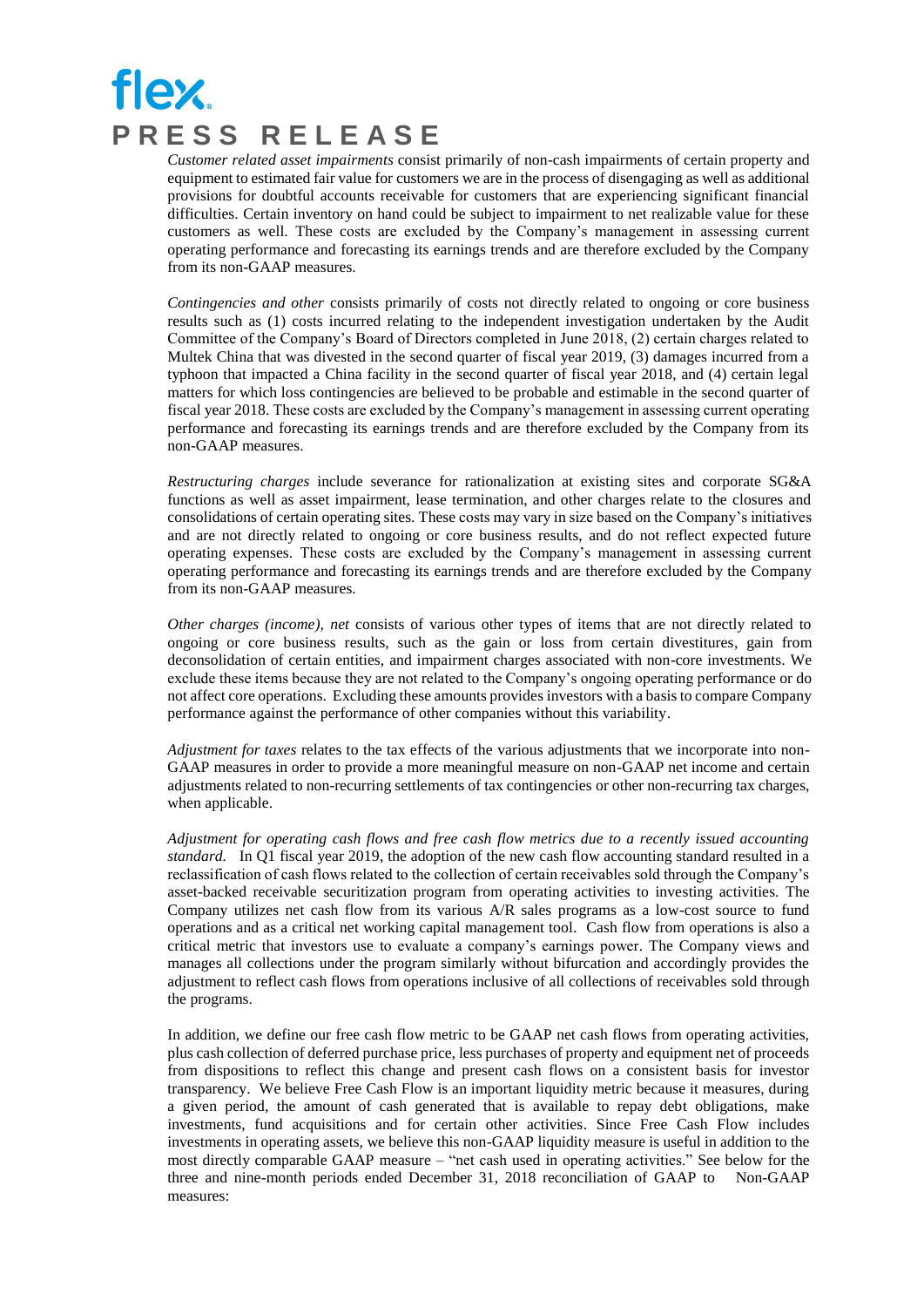*Customer related asset impairments* consist primarily of non-cash impairments of certain property and equipment to estimated fair value for customers we are in the process of disengaging as well as additional provisions for doubtful accounts receivable for customers that are experiencing significant financial difficulties. Certain inventory on hand could be subject to impairment to net realizable value for these customers as well. These costs are excluded by the Company's management in assessing current operating performance and forecasting its earnings trends and are therefore excluded by the Company from its non-GAAP measures.

*Contingencies and other* consists primarily of costs not directly related to ongoing or core business results such as (1) costs incurred relating to the independent investigation undertaken by the Audit Committee of the Company's Board of Directors completed in June 2018, (2) certain charges related to Multek China that was divested in the second quarter of fiscal year 2019, (3) damages incurred from a typhoon that impacted a China facility in the second quarter of fiscal year 2018, and (4) certain legal matters for which loss contingencies are believed to be probable and estimable in the second quarter of fiscal year 2018. These costs are excluded by the Company's management in assessing current operating performance and forecasting its earnings trends and are therefore excluded by the Company from its non-GAAP measures.

*Restructuring charges* include severance for rationalization at existing sites and corporate SG&A functions as well as asset impairment, lease termination, and other charges relate to the closures and consolidations of certain operating sites. These costs may vary in size based on the Company's initiatives and are not directly related to ongoing or core business results, and do not reflect expected future operating expenses. These costs are excluded by the Company's management in assessing current operating performance and forecasting its earnings trends and are therefore excluded by the Company from its non-GAAP measures.

*Other charges (income), net* consists of various other types of items that are not directly related to ongoing or core business results, such as the gain or loss from certain divestitures, gain from deconsolidation of certain entities, and impairment charges associated with non-core investments. We exclude these items because they are not related to the Company's ongoing operating performance or do not affect core operations. Excluding these amounts provides investors with a basis to compare Company performance against the performance of other companies without this variability.

*Adjustment for taxes* relates to the tax effects of the various adjustments that we incorporate into non-GAAP measures in order to provide a more meaningful measure on non-GAAP net income and certain adjustments related to non-recurring settlements of tax contingencies or other non-recurring tax charges, when applicable.

*Adjustment for operating cash flows and free cash flow metrics due to a recently issued accounting standard.* In Q1 fiscal year 2019, the adoption of the new cash flow accounting standard resulted in a reclassification of cash flows related to the collection of certain receivables sold through the Company's asset-backed receivable securitization program from operating activities to investing activities. The Company utilizes net cash flow from its various A/R sales programs as a low-cost source to fund operations and as a critical net working capital management tool. Cash flow from operations is also a critical metric that investors use to evaluate a company's earnings power. The Company views and manages all collections under the program similarly without bifurcation and accordingly provides the adjustment to reflect cash flows from operations inclusive of all collections of receivables sold through the programs.

In addition, we define our free cash flow metric to be GAAP net cash flows from operating activities, plus cash collection of deferred purchase price, less purchases of property and equipment net of proceeds from dispositions to reflect this change and present cash flows on a consistent basis for investor transparency. We believe Free Cash Flow is an important liquidity metric because it measures, during a given period, the amount of cash generated that is available to repay debt obligations, make investments, fund acquisitions and for certain other activities. Since Free Cash Flow includes investments in operating assets, we believe this non-GAAP liquidity measure is useful in addition to the most directly comparable GAAP measure – "net cash used in operating activities." See below for the three and nine-month periods ended December 31, 2018 reconciliation of GAAP to Non-GAAP measures: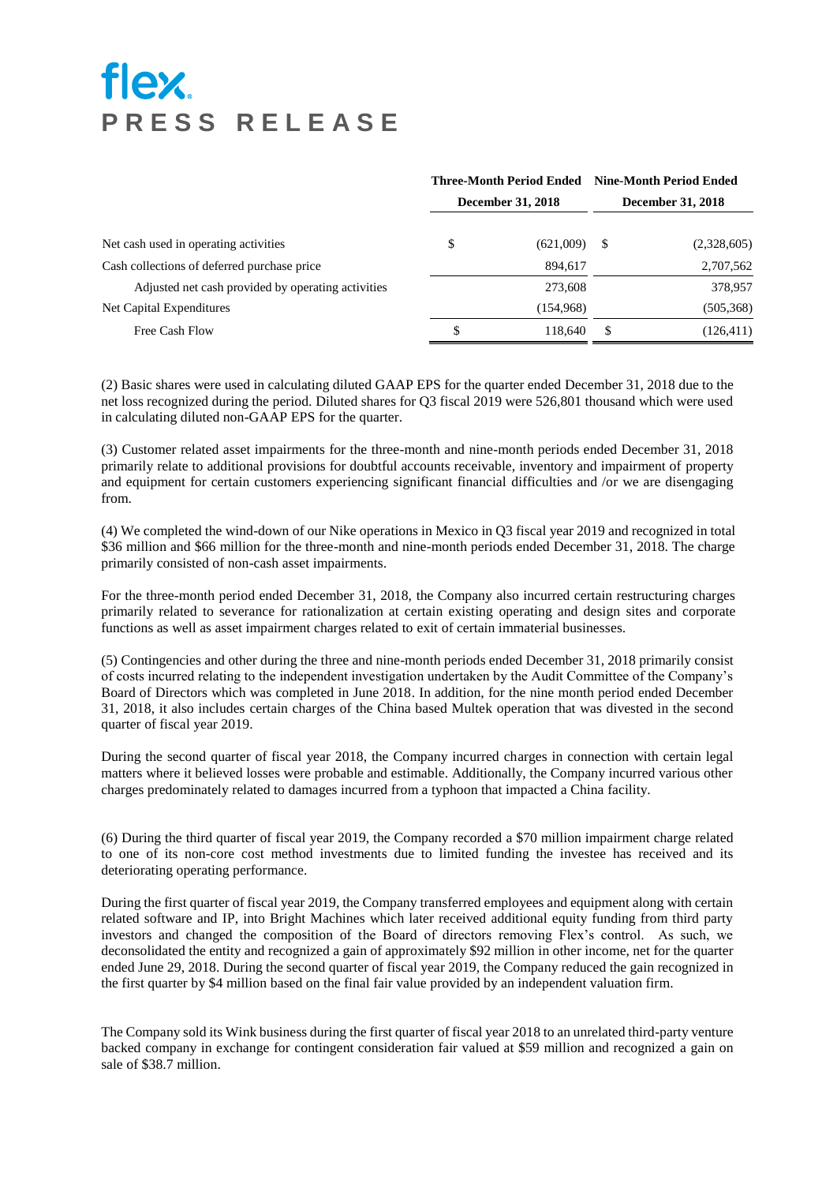# flex
# PRESS RELEASE

| | Three-Month Period Ended December 31, 2018 | Nine-Month Period Ended December 31, 2018 |
|---|---|---|
| Net cash used in operating activities | $ (621,009) | $ (2,328,605) |
| Cash collections of deferred purchase price | 894,617 | 2,707,562 |
| Adjusted net cash provided by operating activities | 273,608 | 378,957 |
| Net Capital Expenditures | (154,968) | (505,368) |
| Free Cash Flow | $ 118,640 | $ (126,411) |

(2) Basic shares were used in calculating diluted GAAP EPS for the quarter ended December 31, 2018 due to the net loss recognized during the period. Diluted shares for Q3 fiscal 2019 were 526,801 thousand which were used in calculating diluted non-GAAP EPS for the quarter.

(3) Customer related asset impairments for the three-month and nine-month periods ended December 31, 2018 primarily relate to additional provisions for doubtful accounts receivable, inventory and impairment of property and equipment for certain customers experiencing significant financial difficulties and /or we are disengaging from.

(4) We completed the wind-down of our Nike operations in Mexico in Q3 fiscal year 2019 and recognized in total $36 million and $66 million for the three-month and nine-month periods ended December 31, 2018. The charge primarily consisted of non-cash asset impairments.

For the three-month period ended December 31, 2018, the Company also incurred certain restructuring charges primarily related to severance for rationalization at certain existing operating and design sites and corporate functions as well as asset impairment charges related to exit of certain immaterial businesses.

(5) Contingencies and other during the three and nine-month periods ended December 31, 2018 primarily consist of costs incurred relating to the independent investigation undertaken by the Audit Committee of the Company's Board of Directors which was completed in June 2018. In addition, for the nine month period ended December 31, 2018, it also includes certain charges of the China based Multek operation that was divested in the second quarter of fiscal year 2019.

During the second quarter of fiscal year 2018, the Company incurred charges in connection with certain legal matters where it believed losses were probable and estimable. Additionally, the Company incurred various other charges predominately related to damages incurred from a typhoon that impacted a China facility.

(6) During the third quarter of fiscal year 2019, the Company recorded a $70 million impairment charge related to one of its non-core cost method investments due to limited funding the investee has received and its deteriorating operating performance.

During the first quarter of fiscal year 2019, the Company transferred employees and equipment along with certain related software and IP, into Bright Machines which later received additional equity funding from third party investors and changed the composition of the Board of directors removing Flex's control. As such, we deconsolidated the entity and recognized a gain of approximately $92 million in other income, net for the quarter ended June 29, 2018. During the second quarter of fiscal year 2019, the Company reduced the gain recognized in the first quarter by $4 million based on the final fair value provided by an independent valuation firm.

The Company sold its Wink business during the first quarter of fiscal year 2018 to an unrelated third-party venture backed company in exchange for contingent consideration fair valued at $59 million and recognized a gain on sale of $38.7 million.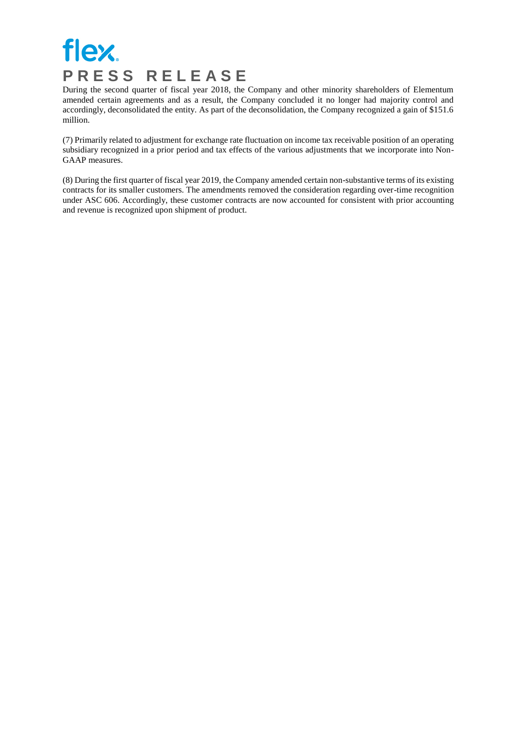During the second quarter of fiscal year 2018, the Company and other minority shareholders of Elementum amended certain agreements and as a result, the Company concluded it no longer had majority control and accordingly, deconsolidated the entity. As part of the deconsolidation, the Company recognized a gain of $151.6 million.

(7) Primarily related to adjustment for exchange rate fluctuation on income tax receivable position of an operating subsidiary recognized in a prior period and tax effects of the various adjustments that we incorporate into Non-GAAP measures.

(8) During the first quarter of fiscal year 2019, the Company amended certain non-substantive terms of its existing contracts for its smaller customers. The amendments removed the consideration regarding over-time recognition under ASC 606. Accordingly, these customer contracts are now accounted for consistent with prior accounting and revenue is recognized upon shipment of product.